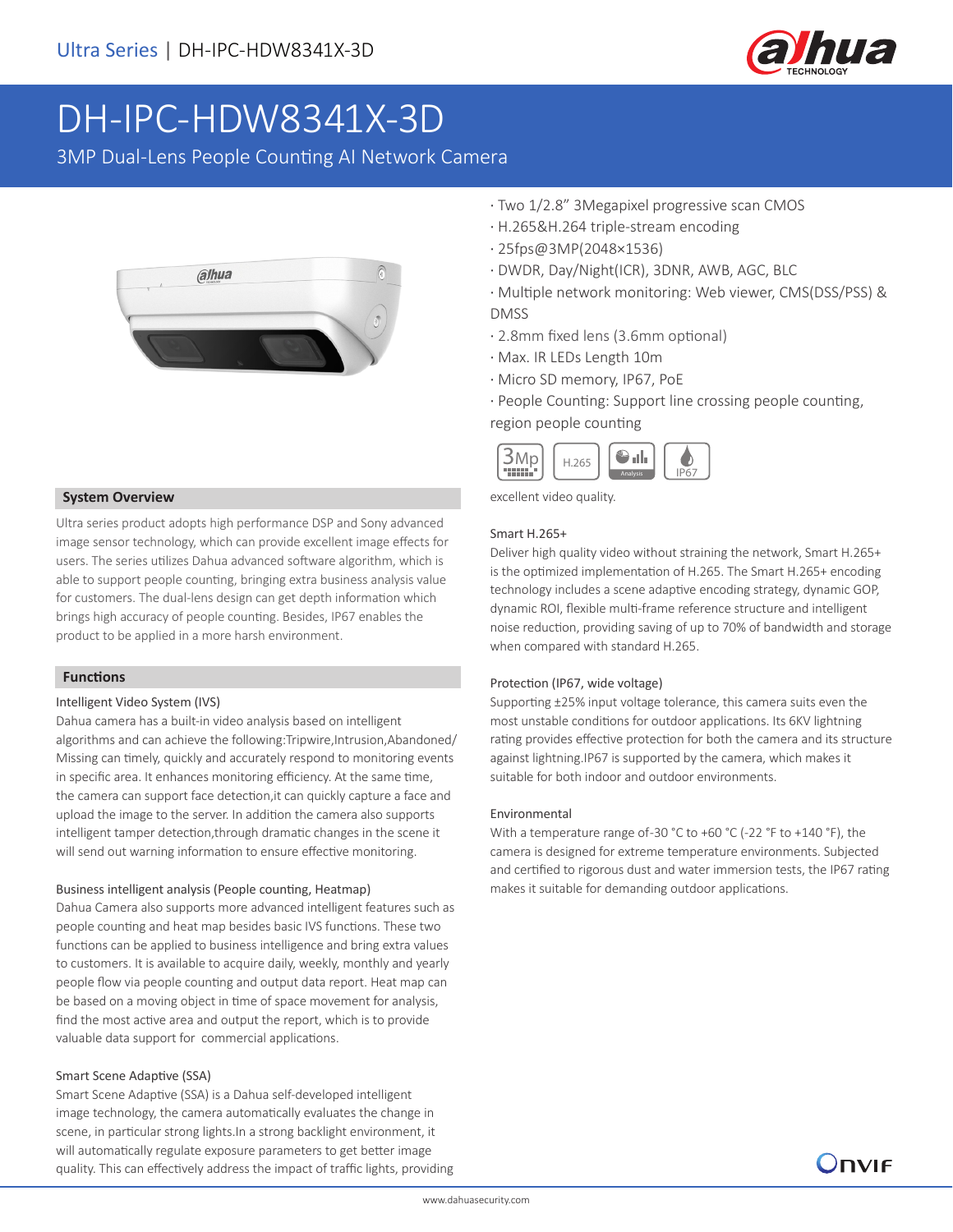# DH-IPC-HDW8341X-3D

3MP Dual-Lens People Counting AI Network Camera

- Two 1/2.8" 3Megapixel progressive scan CMOS
- H.265&H.264 triple-stream encoding
- 25fps@3MP(2048×1536)
- DWDR, Day/Night(ICR), 3DNR, AWB, AGC, BLC
- Multiple network monitoring: Web viewer, CMS(DSS/PSS) & DMSS
- 2.8mm fixed lens (3.6mm optional)
- Max. IR LEDs Length 10m
- Micro SD memory, IP67, PoE
- People Counting: Support line crossing people counting, region people counting

## System Overview

Ultra series product adopts high performance DSP and Sony advanced image sensor technology, which can provide excellent image effects for users. The series utilizes Dahua advanced software algorithm, which is able to support people counting, bringing extra business analysis value for customers. The dual-lens design can get depth information which brings high accuracy of people counting. Besides, IP67 enables the product to be applied in a more harsh environment.

## Functions

### Intelligent Video System (IVS)

Dahua camera has a built-in video analysis based on intelligent algorithms and can achieve the following:Tripwire,Intrusion,Abandoned/Missing can timely, quickly and accurately respond to monitoring events in specific area. It enhances monitoring efficiency. At the same time, the camera can support face detection,it can quickly capture a face and upload the image to the server. In addition the camera also supports intelligent tamper detection,through dramatic changes in the scene it will send out warning information to ensure effective monitoring.

### Business intelligent analysis (People counting, Heatmap)

Dahua Camera also supports more advanced intelligent features such as people counting and heat map besides basic IVS functions. These two functions can be applied to business intelligence and bring extra values to customers. It is available to acquire daily, weekly, monthly and yearly people flow via people counting and output data report. Heat map can be based on a moving object in time of space movement for analysis, find the most active area and output the report, which is to provide valuable data support for commercial applications.

### Smart Scene Adaptive (SSA)

Smart Scene Adaptive (SSA) is a Dahua self-developed intelligent image technology, the camera automatically evaluates the change in scene, in particular strong lights.In a strong backlight environment, it will automatically regulate exposure parameters to get better image quality. This can effectively address the impact of traffic lights, providing excellent video quality.

### Smart H.265+

Deliver high quality video without straining the network, Smart H.265+ is the optimized implementation of H.265. The Smart H.265+ encoding technology includes a scene adaptive encoding strategy, dynamic GOP, dynamic ROI, flexible multi-frame reference structure and intelligent noise reduction, providing saving of up to 70% of bandwidth and storage when compared with standard H.265.

### Protection (IP67, wide voltage)

Supporting ±25% input voltage tolerance, this camera suits even the most unstable conditions for outdoor applications. Its 6KV lightning rating provides effective protection for both the camera and its structure against lightning.IP67 is supported by the camera, which makes it suitable for both indoor and outdoor environments.

### Environmental

With a temperature range of-30 °C to +60 °C (-22 °F to +140 °F), the camera is designed for extreme temperature environments. Subjected and certified to rigorous dust and water immersion tests, the IP67 rating makes it suitable for demanding outdoor applications.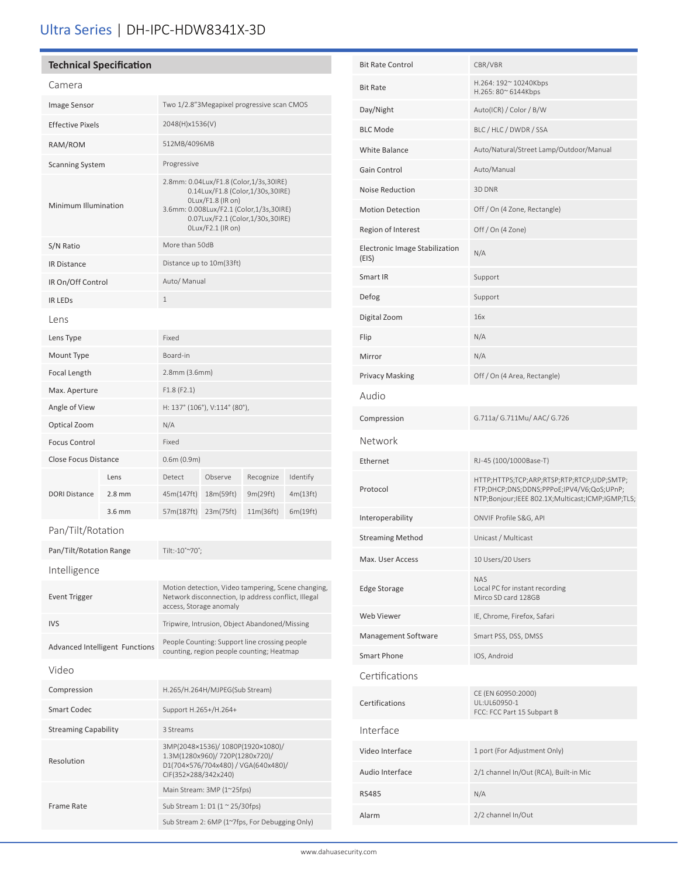## Ultra Series | DH-IPC-HDW8341X-3D

### Technical Specification

#### Camera

| | |
|---|---|
| Image Sensor | Two 1/2.8"3Megapixel progressive scan CMOS |
| Effective Pixels | 2048(H)x1536(V) |
| RAM/ROM | 512MB/4096MB |
| Scanning System | Progressive |
| Minimum Illumination | 2.8mm: 0.04Lux/F1.8 (Color,1/3s,30IRE)<br>0.14Lux/F1.8 (Color,1/30s,30IRE)<br>0Lux/F1.8 (IR on)<br>3.6mm: 0.008Lux/F2.1 (Color,1/3s,30IRE)<br>0.07Lux/F2.1 (Color,1/30s,30IRE)<br>0Lux/F2.1 (IR on) |
| S/N Ratio | More than 50dB |
| IR Distance | Distance up to 10m(33ft) |
| IR On/Off Control | Auto/ Manual |
| IR LEDs | 1 |

#### Lens

| | |
|---|---|
| Lens Type | Fixed |
| Mount Type | Board-in |
| Focal Length | 2.8mm (3.6mm) |
| Max. Aperture | F1.8 (F2.1) |
| Angle of View | H: 137° (106°), V:114° (80°), |
| Optical Zoom | N/A |
| Focus Control | Fixed |
| Close Focus Distance | 0.6m (0.9m) |

| | | | | | |
|---|---|---|---|---|---|
| DORI Distance | Lens | Detect | Observe | Recognize | Identify |
| | 2.8 mm | 45m(147ft) | 18m(59ft) | 9m(29ft) | 4m(13ft) |
| | 3.6 mm | 57m(187ft) | 23m(75ft) | 11m(36ft) | 6m(19ft) |

#### Pan/Tilt/Rotation

| | |
|---|---|
| Pan/Tilt/Rotation Range | Tilt:-10°~70°; |

#### Intelligence

| | |
|---|---|
| Event Trigger | Motion detection, Video tampering, Scene changing, Network disconnection, Ip address conflict, Illegal access, Storage anomaly |
| IVS | Tripwire, Intrusion, Object Abandoned/Missing |
| Advanced Intelligent Functions | People Counting: Support line crossing people counting, region people counting; Heatmap |

#### Video

| | |
|---|---|
| Compression | H.265/H.264H/MJPEG(Sub Stream) |
| Smart Codec | Support H.265+/H.264+ |
| Streaming Capability | 3 Streams |
| Resolution | 3MP(2048×1536)/ 1080P(1920×1080)/ 1.3M(1280x960)/ 720P(1280x720)/ D1(704×576/704x480) / VGA(640x480)/ CIF(352×288/342x240) |
| Frame Rate | Main Stream: 3MP (1~25fps) |
| | Sub Stream 1: D1 (1 ~ 25/30fps) |
| | Sub Stream 2: 6MP (1~7fps, For Debugging Only) |
| Bit Rate Control | CBR/VBR |
| Bit Rate | H.264: 192~ 10240Kbps<br>H.265: 80~ 6144Kbps |
| Day/Night | Auto(ICR) / Color / B/W |
| BLC Mode | BLC / HLC / DWDR / SSA |
| White Balance | Auto/Natural/Street Lamp/Outdoor/Manual |
| Gain Control | Auto/Manual |
| Noise Reduction | 3D DNR |
| Motion Detection | Off / On (4 Zone, Rectangle) |
| Region of Interest | Off / On (4 Zone) |
| Electronic Image Stabilization (EIS) | N/A |
| Smart IR | Support |
| Defog | Support |
| Digital Zoom | 16x |
| Flip | N/A |
| Mirror | N/A |
| Privacy Masking | Off / On (4 Area, Rectangle) |

#### Audio

| | |
|---|---|
| Compression | G.711a/ G.711Mu/ AAC/ G.726 |

#### Network

| | |
|---|---|
| Ethernet | RJ-45 (100/1000Base-T) |
| Protocol | HTTP;HTTPS;TCP;ARP;RTSP;RTP;RTCP;UDP;SMTP;FTP;DHCP;DNS;DDNS;PPPoE;IPV4/V6;QoS;UPnP;NTP;Bonjour;IEEE 802.1X;Multicast;ICMP;IGMP;TLS; |
| Interoperability | ONVIF Profile S&G, API |
| Streaming Method | Unicast / Multicast |
| Max. User Access | 10 Users/20 Users |
| Edge Storage | NAS<br>Local PC for instant recording<br>Mirco SD card 128GB |
| Web Viewer | IE, Chrome, Firefox, Safari |
| Management Software | Smart PSS, DSS, DMSS |
| Smart Phone | IOS, Android |

#### Certifications

| | |
|---|---|
| Certifications | CE (EN 60950:2000)<br>UL:UL60950-1<br>FCC: FCC Part 15 Subpart B |

#### Interface

| | |
|---|---|
| Video Interface | 1 port (For Adjustment Only) |
| Audio Interface | 2/1 channel In/Out (RCA), Built-in Mic |
| RS485 | N/A |
| Alarm | 2/2 channel In/Out |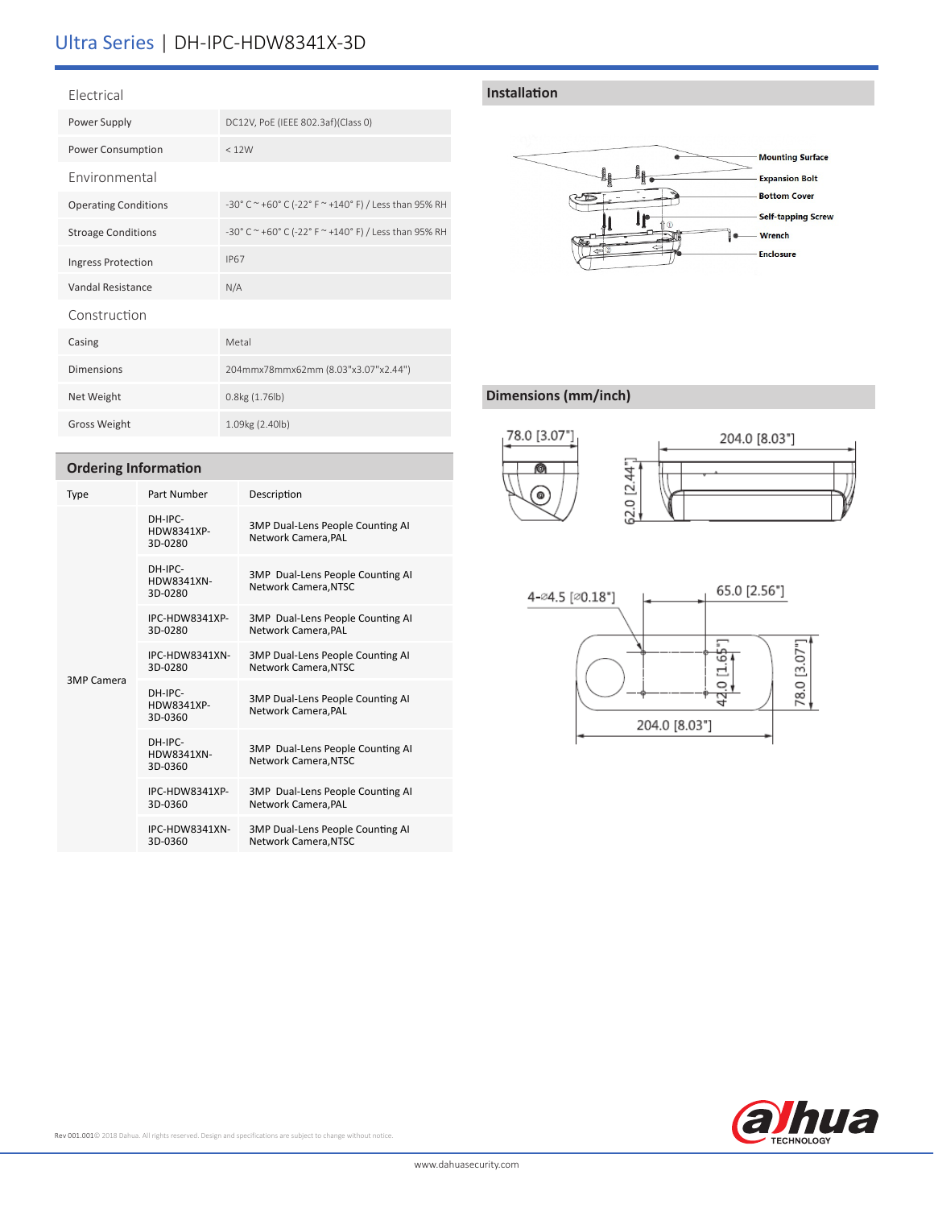# Ultra Series | DH-IPC-HDW8341X-3D

## Electrical

| | |
|---|---|
| Power Supply | DC12V, PoE (IEEE 802.3af)(Class 0) |
| Power Consumption | < 12W |

## Environmental

| | |
|---|---|
| Operating Conditions | -30° C ~ +60° C (-22° F ~ +140° F) / Less than 95% RH |
| Stroage Conditions | -30° C ~ +60° C (-22° F ~ +140° F) / Less than 95% RH |
| Ingress Protection | IP67 |
| Vandal Resistance | N/A |

## Construction

| | |
|---|---|
| Casing | Metal |
| Dimensions | 204mmx78mmx62mm (8.03"x3.07"x2.44") |
| Net Weight | 0.8kg (1.76lb) |
| Gross Weight | 1.09kg (2.40lb) |

## Ordering Information

| Type | Part Number | Description |
|---|---|---|
| 3MP Camera | DH-IPC-HDW8341XP-3D-0280 | 3MP Dual-Lens People Counting AI Network Camera,PAL |
| | DH-IPC-HDW8341XN-3D-0280 | 3MP Dual-Lens People Counting AI Network Camera,NTSC |
| | IPC-HDW8341XP-3D-0280 | 3MP Dual-Lens People Counting AI Network Camera,PAL |
| | IPC-HDW8341XN-3D-0280 | 3MP Dual-Lens People Counting AI Network Camera,NTSC |
| | DH-IPC-HDW8341XP-3D-0360 | 3MP Dual-Lens People Counting AI Network Camera,PAL |
| | DH-IPC-HDW8341XN-3D-0360 | 3MP Dual-Lens People Counting AI Network Camera,NTSC |
| | IPC-HDW8341XP-3D-0360 | 3MP Dual-Lens People Counting AI Network Camera,PAL |
| | IPC-HDW8341XN-3D-0360 | 3MP Dual-Lens People Counting AI Network Camera,NTSC |

## Installation

Mounting Surface
Expansion Bolt
Bottom Cover
Self-tapping Screw
Wrench
Enclosure

## Dimensions (mm/inch)

78.0 [3.07"]
62.0 [2.44"]
204.0 [8.03"]

4-⌀4.5 [⌀0.18"]
65.0 [2.56"]
42.0 [1.65"]
78.0 [3.07"]
204.0 [8.03"]

Rev 001.001© 2018 Dahua. All rights reserved. Design and specifications are subject to change without notice.

www.dahuasecurity.com